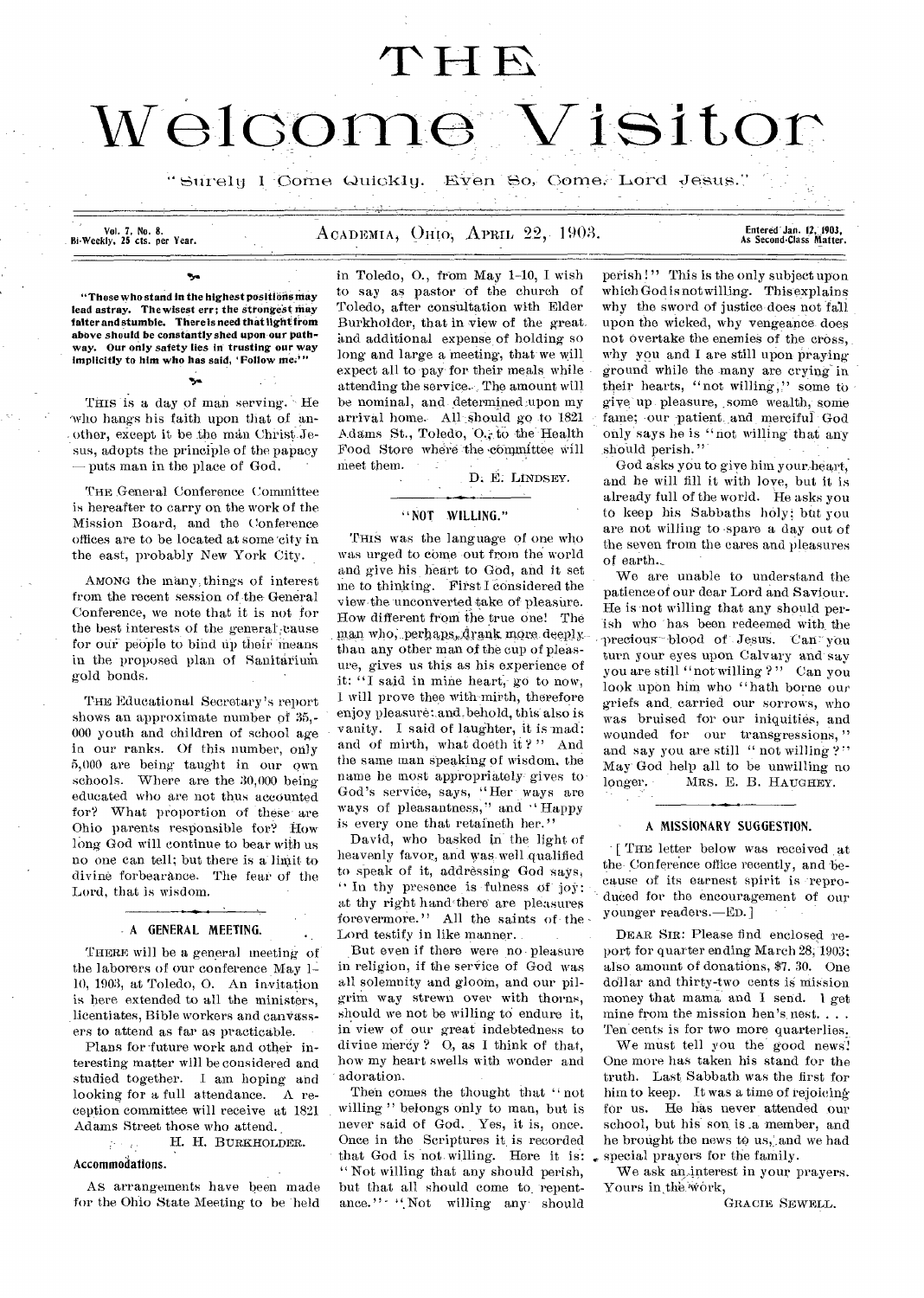# THE Welcome Visitor

"Surely I Come Quickly. Even So, Come, Lord Jesus."

Vol. 7, No. 8. Bi-Weekly, 25 cts. per Year. — ACADEMIA, OHIO, APRIL 22, 1903. — Entered Jan. 12, 1903, As Second-Class Matter.

**"Those who stand in the highest positions may lead astray. The wisest err; the strongest may falter and stumble. There is need that light from above should be constantly shed upon our pathway. Our only safety lies in trusting our way implicitly to him who has said, 'Follow me.'"**

THIS is a day of man serving. He who hangs his faith upon that of another, except it be the man Christ Jesus, adopts the principle of the papacy — puts man in the place of God.

THE General Conference Committee is hereafter to carry on the work of the Mission Board, and the Conference offices are to be located at some city in the east, probably New York City.

AMONG the many things of interest from the recent session of the General Conference, we note that it is not for the best interests of the general cause for our people to bind up their means in the proposed plan of Sanitarium gold bonds.

THE Educational Secretary's report shows an approximate number of 35,000 youth and children of school age in our ranks. Of this number, only 5,000 are being taught in our own schools. Where are the 30,000 being educated who are not thus accounted for? What proportion of these are Ohio parents responsible for? How long God will continue to bear with us no one can tell; but there is a limit to divine forbearance. The fear of the Lord, that is wisdom.

## A GENERAL MEETING.

THERE will be a general meeting of the laborers of our conference May 1-10, 1903, at Toledo, O. An invitation is here extended to all the ministers, licentiates, Bible workers and canvassers to attend as far as practicable.

Plans for future work and other interesting matter will be considered and studied together. I am hoping and looking for a full attendance. A reception committee will receive at 1821 Adams Street those who attend.

H. H. BURKHOLDER.

### Accommodations.

As arrangements have been made for the Ohio State Meeting to be held in Toledo, O., from May 1-10, I wish to say as pastor of the church of Toledo, after consultation with Elder Burkholder, that in view of the great and additional expense of holding so long and large a meeting, that we will expect all to pay for their meals while attending the service. The amount will be nominal, and determined upon my arrival home. All should go to 1821 Adams St., Toledo, O., to the Health Food Store where the committee will meet them.

D. E. LINDSEY.

## "NOT WILLING."

THIS was the language of one who was urged to come out from the world and give his heart to God, and it set me to thinking. First I considered the view the unconverted take of pleasure. How different from the true one! The man who, perhaps, drank more deeply than any other man of the cup of pleasure, gives us this as his experience of it: "I said in mine heart, go to now, I will prove thee with mirth, therefore enjoy pleasure: and, behold, this also is vanity. I said of laughter, it is mad: and of mirth, what doeth it?" And the same man speaking of wisdom, the name he most appropriately gives to God's service, says, "Her ways are ways of pleasantness," and "Happy is every one that retaineth her."

David, who basked in the light of heavenly favor, and was well qualified to speak of it, addressing God says, "In thy presence is fulness of joy: at thy right hand there are pleasures forevermore." All the saints of the Lord testify in like manner.

But even if there were no pleasure in religion, if the service of God was all solemnity and gloom, and our pilgrim way strewn over with thorns, should we not be willing to endure it, in view of our great indebtedness to divine mercy? O, as I think of that, how my heart swells with wonder and adoration.

Then comes the thought that "not willing" belongs only to man, but is never said of God. Yes, it is, once. Once in the Scriptures it is recorded that God is not willing. Here it is: "Not willing that any should perish, but that all should come to repentance." "Not willing any should perish!" This is the only subject upon which God is not willing. This explains why the sword of justice does not fall upon the wicked, why vengeance does not overtake the enemies of the cross, why you and I are still upon praying ground while the many are crying in their hearts, "not willing," some to give up pleasure, some wealth, some fame; our patient and merciful God only says he is "not willing that any should perish."

God asks you to give him your heart, and he will fill it with love, but it is already full of the world. He asks you to keep his Sabbaths holy; but you are not willing to spare a day out of the seven from the cares and pleasures of earth.

We are unable to understand the patience of our dear Lord and Saviour. He is not willing that any should perish who has been redeemed with the precious blood of Jesus. Can you turn your eyes upon Calvary and say you are still "not willing?" Can you look upon him who "hath borne our griefs and carried our sorrows, who was bruised for our iniquities, and wounded for our transgressions," and say you are still "not willing?" May God help all to be unwilling no longer.

MRS. E. B. HAUGHEY.

## A MISSIONARY SUGGESTION.

[THE letter below was received at the Conference office recently, and because of its earnest spirit is reproduced for the encouragement of our younger readers.—ED.]

DEAR SIR: Please find enclosed report for quarter ending March 28, 1903; also amount of donations, $7.30. One dollar and thirty-two cents is mission money that mama and I send. I get mine from the mission hen's nest. . . . Ten cents is for two more quarterlies.

We must tell you the good news! One more has taken his stand for the truth. Last Sabbath was the first for him to keep. It was a time of rejoicing for us. He has never attended our school, but his son is a member, and he brought the news to us, and we had special prayers for the family.

We ask an interest in your prayers.

Yours in the work,

GRACIE SEWELL.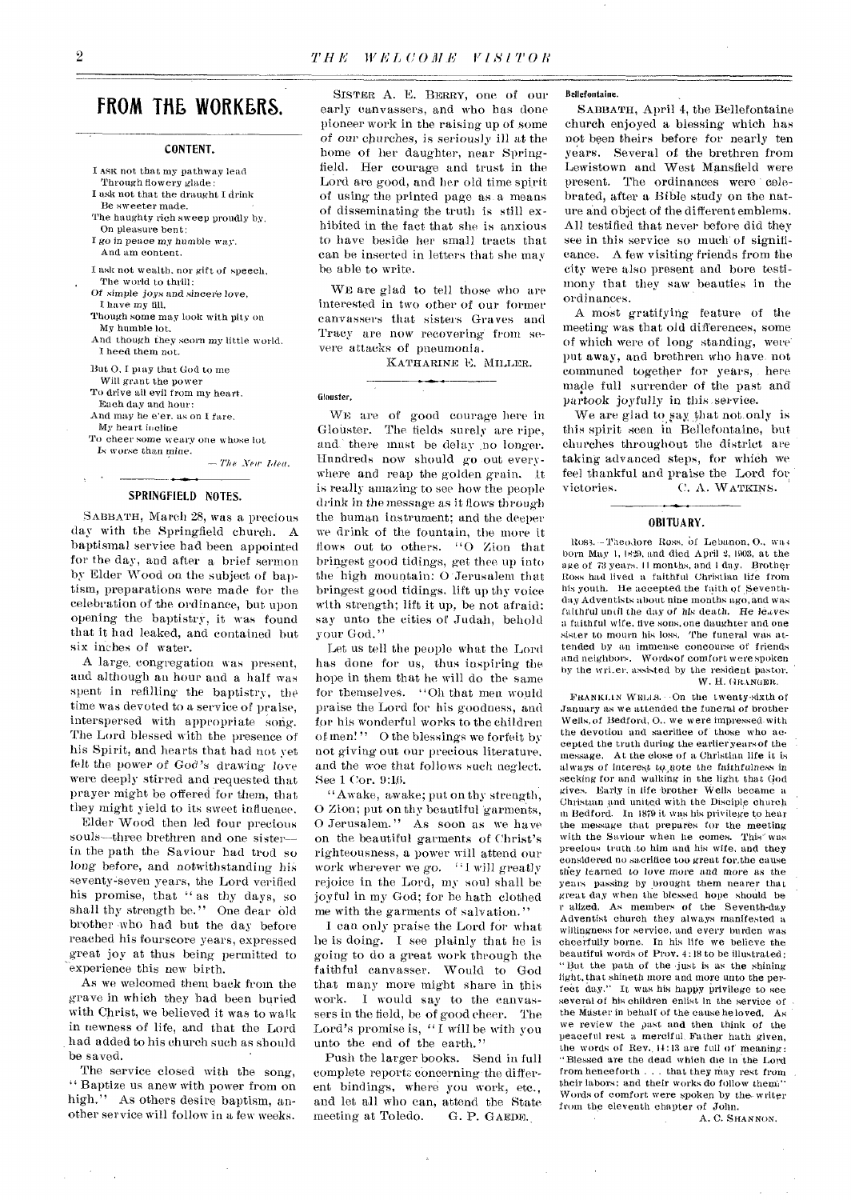# FROM THE WORKERS.

### CONTENT.

I ASK not that my pathway lead
Through flowery glade;
I ask not that the draught I drink
Be sweeter made.
The haughty rich sweep proudly by,
On pleasure bent;
I go in peace my humble way,
And am content.

I ask not wealth, nor gift of speech,
The world to thrill;
Of simple joys and sincere love,
I have my fill.
Though some may look with pity on
My humble lot,
And though they scorn my little world,
I heed them not.

But O, I pray that God to me
Will grant the power
To drive all evil from my heart,
Each day and hour;
And may he e'er, as on I fare,
My heart incline
To cheer some weary one whose lot
Is worse than mine.

— *The New Idea.*

### SPRINGFIELD NOTES.

SABBATH, March 28, was a precious day with the Springfield church. A baptismal service had been appointed for the day, and after a brief sermon by Elder Wood on the subject of baptism, preparations were made for the celebration of the ordinance, but upon opening the baptistry, it was found that it had leaked, and contained but six inches of water.

A large congregation was present, and although an hour and a half was spent in refilling the baptistry, the time was devoted to a service of praise, interspersed with appropriate song. The Lord blessed with the presence of his Spirit, and hearts that had not yet felt the power of God's drawing love were deeply stirred and requested that prayer might be offered for them, that they might yield to its sweet influence.

Elder Wood then led four precious souls—three brethren and one sister—in the path the Saviour had trod so long before, and notwithstanding his seventy-seven years, the Lord verified his promise, that "as thy days, so shall thy strength be." One dear old brother who had but the day before reached his fourscore years, expressed great joy at thus being permitted to experience this new birth.

As we welcomed them back from the grave in which they had been buried with Christ, we believed it was to walk in newness of life, and that the Lord had added to his church such as should be saved.

The service closed with the song, "Baptize us anew with power from on high." As others desire baptism, another service will follow in a few weeks.

SISTER A. E. BERRY, one of our early canvassers, and who has done pioneer work in the raising up of some of our churches, is seriously ill at the home of her daughter, near Springfield. Her courage and trust in the Lord are good, and her old time spirit of using the printed page as a means of disseminating the truth is still exhibited in the fact that she is anxious to have beside her small tracts that can be inserted in letters that she may be able to write.

WE are glad to tell those who are interested in two other of our former canvassers that sisters Graves and Tracy are now recovering from severe attacks of pneumonia.

KATHARINE E. MILLER.

#### Glouster.

WE are of good courage here in Glouster. The fields surely are ripe, and there must be delay no longer. Hundreds now should go out everywhere and reap the golden grain. It is really amazing to see how the people drink in the message as it flows through the human instrument; and the deeper we drink of the fountain, the more it flows out to others. "O Zion that bringest good tidings, get thee up into the high mountain: O Jerusalem that bringest good tidings, lift up thy voice with strength; lift it up, be not afraid; say unto the cities of Judah, behold your God."

Let us tell the people what the Lord has done for us, thus inspiring the hope in them that he will do the same for themselves. "Oh that men would praise the Lord for his goodness, and for his wonderful works to the children of men!" O the blessings we forfeit by not giving out our precious literature, and the woe that follows such neglect. See 1 Cor. 9:16.

"Awake, awake; put on thy strength, O Zion; put on thy beautiful garments, O Jerusalem." As soon as we have on the beautiful garments of Christ's righteousness, a power will attend our work wherever we go. "I will greatly rejoice in the Lord, my soul shall be joyful in my God; for he hath clothed me with the garments of salvation."

I can only praise the Lord for what he is doing. I see plainly that he is going to do a great work through the faithful canvasser. Would to God that many more might share in this work. I would say to the canvassers in the field, be of good cheer. The Lord's promise is, "I will be with you unto the end of the earth."

Push the larger books. Send in full complete reports concerning the different bindings, where you work, etc., and let all who can, attend the State meeting at Toledo. G. P. GAEDE.

#### Bellefontaine.

SABBATH, April 4, the Bellefontaine church enjoyed a blessing which has not been theirs before for nearly ten years. Several of the brethren from Lewistown and West Mansfield were present. The ordinances were celebrated, after a Bible study on the nature and object of the different emblems. All testified that never before did they see in this service so much of significance. A few visiting friends from the city were also present and bore testimony that they saw beauties in the ordinances.

A most gratifying feature of the meeting was that old differences, some of which were of long standing, were put away, and brethren who have not communed together for years, here made full surrender of the past and partook joyfully in this service.

We are glad to say that not only is this spirit seen in Bellefontaine, but churches throughout the district are taking advanced steps, for which we feel thankful and praise the Lord for victories. C. A. WATKINS.

### OBITUARY.

ROSS.—Theodore Ross, of Lebanon, O., was born May 1, 1829, and died April 2, 1903, at the age of 73 years, 11 months, and 1 day. Brother Ross had lived a faithful Christian life from his youth. He accepted the faith of Seventh-day Adventists about nine months ago, and was faithful until the day of his death. He leaves a faithful wife, five sons, one daughter and one sister to mourn his loss. The funeral was attended by an immense concourse of friends and neighbors. Words of comfort were spoken by the writer, assisted by the resident pastor.

W. H. GRANGER.

FRANKLIN WELLS.—On the twenty-sixth of January as we attended the funeral of brother Wells, of Bedford, O., we were impressed with the devotion and sacrifice of those who accepted the truth during the earlier years of the message. At the close of a Christian life it is always of interest to note the faithfulness in seeking for and walking in the light that God gives. Early in life brother Wells became a Christian and united with the Disciple church in Bedford. In 1879 it was his privilege to hear the message that prepares for the meeting with the Saviour when he comes. This was precious truth to him and his wife, and they considered no sacrifice too great for the cause they learned to love more and more as the years passing by brought them nearer that great day when the blessed hope should be realized. As members of the Seventh-day Adventist church they always manifested a willingness for service, and every burden was cheerfully borne. In his life we believe the beautiful words of Prov. 4:18 to be illustrated: "But the path of the just is as the shining light, that shineth more and more unto the perfect day." It was his happy privilege to see several of his children enlist in the service of the Master in behalf of the cause he loved. As we review the past and then think of the peaceful rest a merciful Father hath given, the words of Rev. 14:13 are full of meaning: "Blessed are the dead which die in the Lord from henceforth . . . that they may rest from their labors; and their works do follow them." Words of comfort were spoken by the writer from the eleventh chapter of John.

A. C. SHANNON.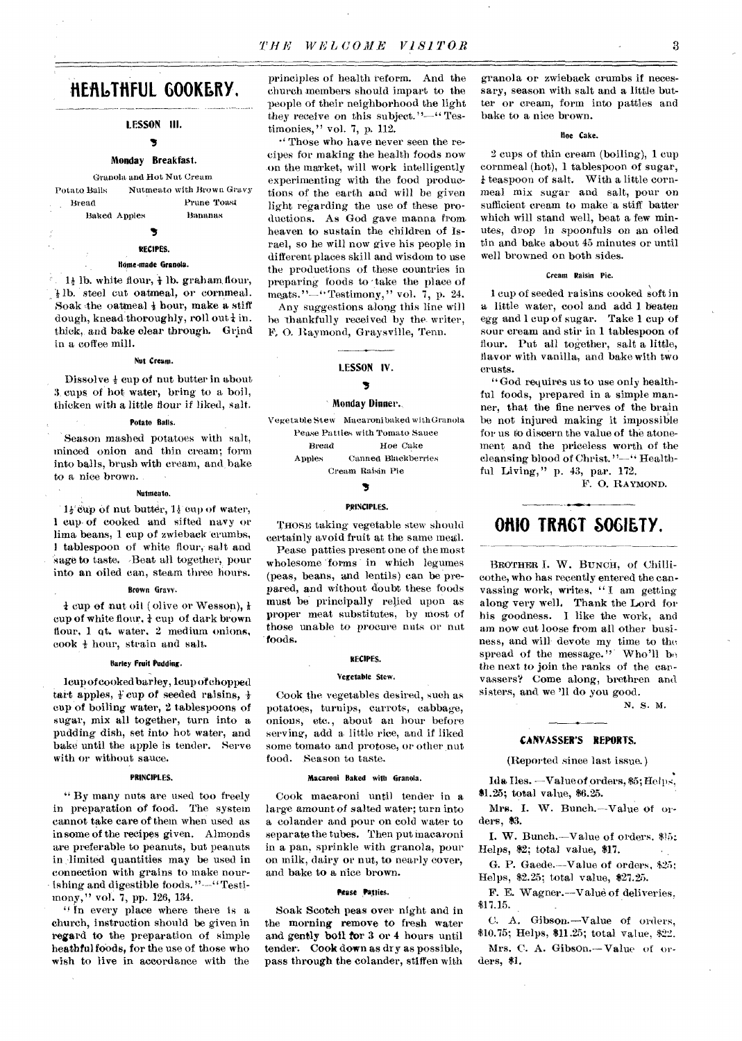# HEALTHFUL COOKERY.

## LESSON III.

### Monday Breakfast.

Granola and Hot Nut Cream
Potato Balls — Nutmeato with Brown Gravy
Bread — Prune Toast
Baked Apples — Bananas

### RECIPES.

#### Home-made Granola.

1½ lb. white flour, ½ lb. graham flour, ½ lb. steel cut oatmeal, or cornmeal. Soak the oatmeal ½ hour, make a stiff dough, knead thoroughly, roll out ¼ in. thick, and bake clear through. Grind in a coffee mill.

#### Nut Cream.

Dissolve ½ cup of nut butter in about 3 cups of hot water, bring to a boil, thicken with a little flour if liked, salt.

#### Potato Balls.

Season mashed potatoes with salt, minced onion and thin cream; form into balls, brush with cream, and bake to a nice brown.

#### Nutmeato.

1½ cup of nut butter, 1½ cup of water, 1 cup of cooked and sifted navy or lima beans, 1 cup of zwieback crumbs, 1 tablespoon of white flour, salt and sage to taste. Beat all together, pour into an oiled can, steam three hours.

#### Brown Gravy.

¼ cup of nut oil (olive or Wesson), ¼ cup of white flour, ¼ cup of dark brown flour, 1 qt. water, 2 medium onions, cook ½ hour, strain and salt.

#### Barley Fruit Pudding.

1 cup of cooked barley, 1 cup of chopped tart apples, ½ cup of seeded raisins, ½ cup of boiling water, 2 tablespoons of sugar, mix all together, turn into a pudding dish, set into hot water, and bake until the apple is tender. Serve with or without sauce.

### PRINCIPLES.

"By many nuts are used too freely in preparation of food. The system cannot take care of them when used as in some of the recipes given. Almonds are preferable to peanuts, but peanuts in limited quantities may be used in connection with grains to make nourishing and digestible foods."—"Testimony," vol. 7, pp. 126, 134.

"In every place where there is a church, instruction should be given in regard to the preparation of simple heathful foods, for the use of those who wish to live in accordance with the principles of health reform. And the church members should impart to the people of their neighborhood the light they receive on this subject."—"Testimonies," vol. 7, p. 112.

"Those who have never seen the recipes for making the health foods now on the market, will work intelligently experimenting with the food productions of the earth and will be given light regarding the use of these productions. As God gave manna from heaven to sustain the children of Israel, so he will now give his people in different places skill and wisdom to use the productions of these countries in preparing foods to take the place of meats."—"Testimony," vol. 7, p. 24.

Any suggestions along this line will be thankfully received by the writer, F. O. Raymond, Graysville, Tenn.

## LESSON IV.

### Monday Dinner.

Vegetable Stew — Macaroni baked with Granola
Pease Patties with Tomato Sauce
Bread — Hoe Cake
Apples — Canned Blackberries
Cream Raisin Pie

### PRINCIPLES.

THOSE taking vegetable stew should certainly avoid fruit at the same meal.

Pease patties present one of the most wholesome forms in which legumes (peas, beans, and lentils) can be prepared, and without doubt these foods must be principally relied upon as proper meat substitutes, by most of those unable to procure nuts or nut foods.

### RECIPES.

#### Vegetable Stew.

Cook the vegetables desired, such as potatoes, turnips, carrots, cabbage, onions, etc., about an hour before serving, add a little rice, and if liked some tomato and protose, or other nut food. Season to taste.

#### Macaroni Baked with Granola.

Cook macaroni until tender in a large amount of salted water; turn into a colander and pour on cold water to separate the tubes. Then put macaroni in a pan, sprinkle with granola, pour on milk, dairy or nut, to nearly cover, and bake to a nice brown.

#### Pease Patties.

Soak Scotch peas over night and in the morning remove to fresh water and gently boil for 3 or 4 hours until tender. Cook down as dry as possible, pass through the colander, stiffen with granola or zwieback crumbs if necessary, season with salt and a little butter or cream, form into patties and bake to a nice brown.

#### Hoe Cake.

2 cups of thin cream (boiling), 1 cup cornmeal (hot), 1 tablespoon of sugar, ½ teaspoon of salt. With a little cornmeal mix sugar and salt, pour on sufficient cream to make a stiff batter which will stand well, beat a few minutes, drop in spoonfuls on an oiled tin and bake about 45 minutes or until well browned on both sides.

#### Cream Raisin Pie.

1 cup of seeded raisins cooked soft in a little water, cool and add 1 beaten egg and 1 cup of sugar. Take 1 cup of sour cream and stir in 1 tablespoon of flour. Put all together, salt a little, flavor with vanilla, and bake with two crusts.

"God requires us to use only healthful foods, prepared in a simple manner, that the fine nerves of the brain be not injured making it impossible for us to discern the value of the atonement and the priceless worth of the cleansing blood of Christ."—"Healthful Living," p. 43, par. 172.

F. O. RAYMOND.

# OHIO TRACT SOCIETY.

BROTHER I. W. BUNCH, of Chillicothe, who has recently entered the canvassing work, writes, "I am getting along very well. Thank the Lord for his goodness. I like the work, and am now cut loose from all other business, and will devote my time to the spread of the message." Who'll be the next to join the ranks of the canvassers? Come along, brethren and sisters, and we'll do you good.

N. S. M.

## CANVASSER'S REPORTS.

(Reported since last issue.)

Ida Iles.—Value of orders, $5; Helps, $1.25; total value, $6.25.

Mrs. I. W. Bunch.—Value of orders, $3.

I. W. Bunch.—Value of orders, $15; Helps, $2; total value, $17.

G. P. Gaede.—Value of orders, $25; Helps, $2.25; total value, $27.25.

F. E. Wagner.—Value of deliveries, $17.15.

C. A. Gibson.—Value of orders, $10.75; Helps, $11.25; total value, $22.

Mrs. C. A. Gibson.—Value of orders, $1.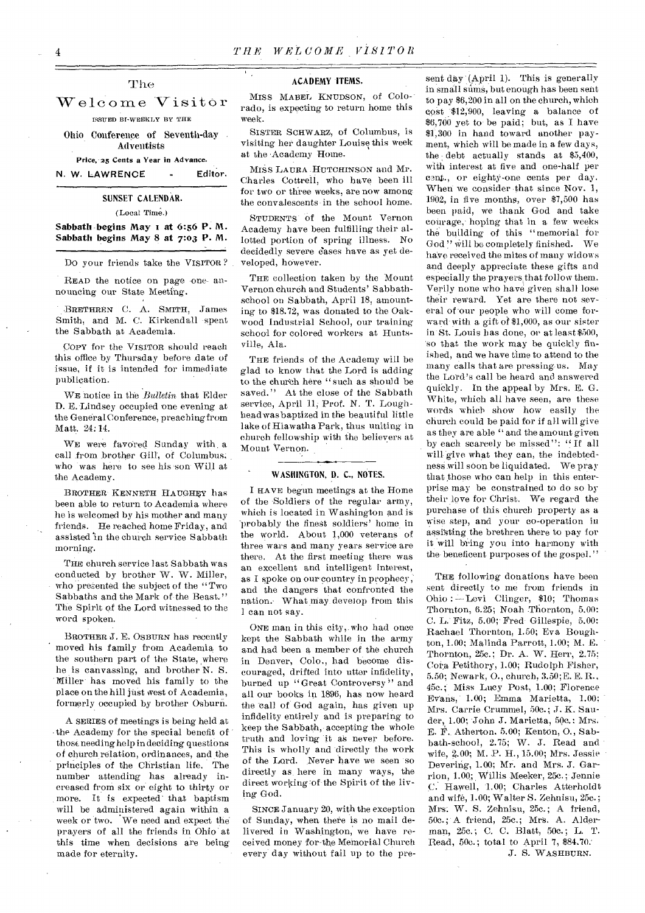# The Welcome Visitor

ISSUED BI-WEEKLY BY THE

Ohio Conference of Seventh-day Adventists

Price, 25 Cents a Year in Advance.

N. W. LAWRENCE - Editor.

## SUNSET CALENDAR.

(Local Time.)

**Sabbath begins May 1 at 6:56 P. M.**
**Sabbath begins May 8 at 7:03 P. M.**

DO your friends take the VISITOR?

READ the notice on page one announcing our State Meeting.

BRETHREN C. A. SMITH, James Smith, and M. C. Kirkendall spent the Sabbath at Academia.

COPY for the VISITOR should reach this office by Thursday before date of issue, if it is intended for immediate publication.

WE notice in the *Bulletin* that Elder D. E. Lindsey occupied one evening at the General Conference, preaching from Matt. 24:14.

WE were favored Sunday with a call from brother Gill, of Columbus, who was here to see his son Will at the Academy.

BROTHER KENNETH HAUGHEY has been able to return to Academia where he is welcomed by his mother and many friends. He reached home Friday, and assisted in the church service Sabbath morning.

THE church service last Sabbath was conducted by brother W. W. Miller, who presented the subject of the "Two Sabbaths and the Mark of the Beast." The Spirit of the Lord witnessed to the word spoken.

BROTHER J. E. OSBURN has recently moved his family from Academia to the southern part of the State, where he is canvassing, and brother N. S. Miller has moved his family to the place on the hill just west of Academia, formerly occupied by brother Osburn.

A SERIES of meetings is being held at the Academy for the special benefit of those needing help in deciding questions of church relation, ordinances, and the principles of the Christian life. The number attending has already increased from six or eight to thirty or more. It is expected that baptism will be administered again within a week or two. We need and expect the prayers of all the friends in Ohio at this time when decisions are being made for eternity.

## ACADEMY ITEMS.

MISS MABEL KNUDSON, of Colorado, is expecting to return home this week.

SISTER SCHWARZ, of Columbus, is visiting her daughter Louise this week at the Academy Home.

MISS LAURA HUTCHINSON and Mr. Charles Cottrell, who have been ill for two or three weeks, are now among the convalescents in the school home.

STUDENTS of the Mount Vernon Academy have been fulfilling their allotted portion of spring illness. No decidedly severe cases have as yet developed, however.

THE collection taken by the Mount Vernon church and Students' Sabbath-school on Sabbath, April 18, amounting to $18.72, was donated to the Oakwood Industrial School, our training school for colored workers at Huntsville, Ala.

THE friends of the Academy will be glad to know that the Lord is adding to the church here "such as should be saved." At the close of the Sabbath service, April 11, Prof. N. T. Loughhead was baptized in the beautiful little lake of Hiawatha Park, thus uniting in church fellowship with the believers at Mount Vernon.

## WASHINGTON, D. C., NOTES.

I HAVE begun meetings at the Home of the Soldiers of the regular army, which is located in Washington and is probably the finest soldiers' home in the world. About 1,000 veterans of three wars and many years service are there. At the first meeting there was an excellent and intelligent interest, as I spoke on our country in prophecy, and the dangers that confronted the nation. What may develop from this I can not say.

ONE man in this city, who had once kept the Sabbath while in the army and had been a member of the church in Denver, Colo., had become discouraged, drifted into utter infidelity, burned up "Great Controversy" and all our books in 1896, has now heard the call of God again, has given up infidelity entirely and is preparing to keep the Sabbath, accepting the whole truth and loving it as never before. This is wholly and directly the work of the Lord. Never have we seen so directly as here in many ways, the direct working of the Spirit of the living God.

SINCE January 20, with the exception of Sunday, when there is no mail delivered in Washington, we have received money for the Memorial Church every day without fail up to the present day (April 1). This is generally in small sums, but enough has been sent to pay $6,200 in all on the church, which cost $12,900, leaving a balance of $6,700 yet to be paid; but, as I have $1,300 in hand toward another payment, which will be made in a few days, the debt actually stands at $5,400, with interest at five and one-half per cent., or eighty-one cents per day. When we consider that since Nov. 1, 1902, in five months, over $7,500 has been paid, we thank God and take courage, hoping that in a few weeks the building of this "memorial for God" will be completely finished. We have received the mites of many widows and deeply appreciate these gifts and especially the prayers that follow them. Verily none who have given shall lose their reward. Yet are there not several of our people who will come forward with a gift of $1,000, as our sister in St. Louis has done, or at least $500, so that the work may be quickly finished, and we have time to attend to the many calls that are pressing us. May the Lord's call be heard and answered quickly. In the appeal by Mrs. E. G. White, which all have seen, are these words which show how easily the church could be paid for if all will give as they are able "and the amount given by each scarcely be missed": "If all will give what they can, the indebtedness will soon be liquidated. We pray that those who can help in this enterprise may be constrained to do so by their love for Christ. We regard the purchase of this church property as a wise step, and your co-operation in assisting the brethren there to pay for it will bring you into harmony with the beneficent purposes of the gospel."

THE following donations have been sent directly to me from friends in Ohio:—Levi Clinger, $10; Thomas Thornton, 6.25; Noah Thornton, 5.00; C. L. Fitz, 5.00; Fred Gillespie, 5.00; Rachael Thornton, 1.50; Eva Boughton, 1.00; Malinda Parrott, 1.00; M. E. Thornton, 25c.; Dr. A. W. Herr, 2.75; Cora Petithory, 1.00; Rudolph Fisher, 5.50; Newark, O., church, 3.50; E. E. R., 45c.; Miss Lucy Post, 1.00; Florence Evans, 1.00; Emma Marietta, 1.00; Mrs. Carrie Crummel, 50c.; J. K. Sauder, 1.00; John J. Marietta, 50c.; Mrs. E. F. Atherton, 5.00; Kenton, O., Sabbath-school, 2.75; W. J. Read and wife, 2.00; M. P. H., 15.00; Mrs. Jessie Devering, 1.00; Mr. and Mrs. J. Garrion, 1.00; Willis Meeker, 25c.; Jennie C. Hawell, 1.00; Charles Atterholdt and wife, 1.00; Walter S. Zehnisu, 25c.; Mrs. W. S. Zehnisu, 25c.; A friend, 50c.; A friend, 25c.; Mrs. A. Alderman, 25c.; C. C. Blatt, 50c.; L. T. Read, 50c.; total to April 7, $84.70.

J. S. WASHBURN.